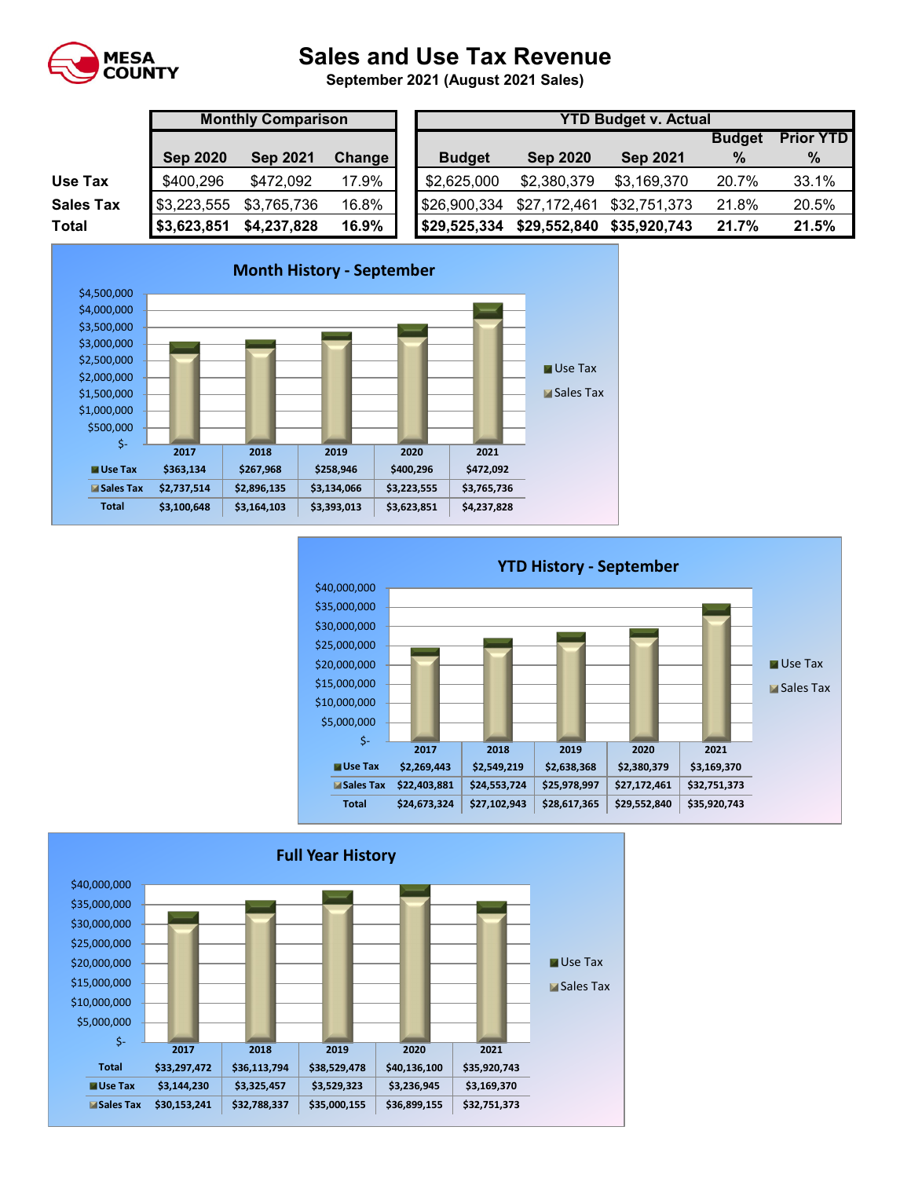MESA COUNTY

# Sales and Use Tax Revenue

**September 2021 (August 2021 Sales)**

| | Monthly Comparison | | | YTD Budget v. Actual | | | | |
|---|---|---|---|---|---|---|---|---|
| | Sep 2020 | Sep 2021 | Change | Budget | Sep 2020 | Sep 2021 | Budget % | Prior YTD % |
| **Use Tax** | $400,296 | $472,092 | 17.9% | $2,625,000 | $2,380,379 | $3,169,370 | 20.7% | 33.1% |
| **Sales Tax** | $3,223,555 | $3,765,736 | 16.8% | $26,900,334 | $27,172,461 | $32,751,373 | 21.8% | 20.5% |
| **Total** | **$3,623,851** | **$4,237,828** | **16.9%** | **$29,525,334** | **$29,552,840** | **$35,920,743** | **21.7%** | **21.5%** |

## Month History - September

| | 2017 | 2018 | 2019 | 2020 | 2021 |
|---|---|---|---|---|---|
| Use Tax | $363,134 | $267,968 | $258,946 | $400,296 | $472,092 |
| Sales Tax | $2,737,514 | $2,896,135 | $3,134,066 | $3,223,555 | $3,765,736 |
| Total | $3,100,648 | $3,164,103 | $3,393,013 | $3,623,851 | $4,237,828 |

## YTD History - September

| | 2017 | 2018 | 2019 | 2020 | 2021 |
|---|---|---|---|---|---|
| Use Tax | $2,269,443 | $2,549,219 | $2,638,368 | $2,380,379 | $3,169,370 |
| Sales Tax | $22,403,881 | $24,553,724 | $25,978,997 | $27,172,461 | $32,751,373 |
| Total | $24,673,324 | $27,102,943 | $28,617,365 | $29,552,840 | $35,920,743 |

## Full Year History

| | 2017 | 2018 | 2019 | 2020 | 2021 |
|---|---|---|---|---|---|
| Total | $33,297,472 | $36,113,794 | $38,529,478 | $40,136,100 | $35,920,743 |
| Use Tax | $3,144,230 | $3,325,457 | $3,529,323 | $3,236,945 | $3,169,370 |
| Sales Tax | $30,153,241 | $32,788,337 | $35,000,155 | $36,899,155 | $32,751,373 |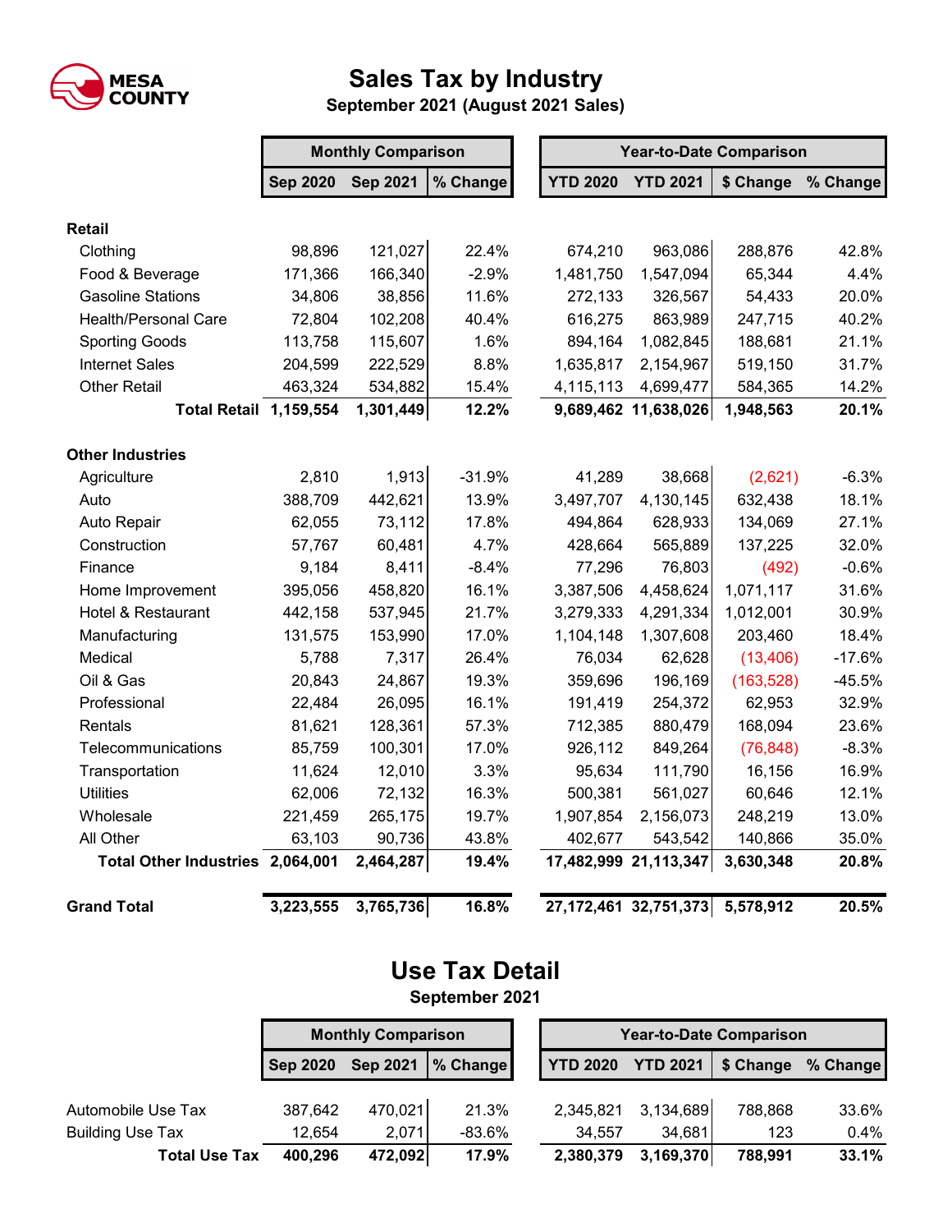MESA COUNTY

# Sales Tax by Industry

**September 2021 (August 2021 Sales)**

| | Monthly Comparison | | | Year-to-Date Comparison | | | |
|---|---|---|---|---|---|---|---|
| | Sep 2020 | Sep 2021 | % Change | YTD 2020 | YTD 2021 | $ Change | % Change |
| **Retail** | | | | | | | |
| Clothing | 98,896 | 121,027 | 22.4% | 674,210 | 963,086 | 288,876 | 42.8% |
| Food & Beverage | 171,366 | 166,340 | -2.9% | 1,481,750 | 1,547,094 | 65,344 | 4.4% |
| Gasoline Stations | 34,806 | 38,856 | 11.6% | 272,133 | 326,567 | 54,433 | 20.0% |
| Health/Personal Care | 72,804 | 102,208 | 40.4% | 616,275 | 863,989 | 247,715 | 40.2% |
| Sporting Goods | 113,758 | 115,607 | 1.6% | 894,164 | 1,082,845 | 188,681 | 21.1% |
| Internet Sales | 204,599 | 222,529 | 8.8% | 1,635,817 | 2,154,967 | 519,150 | 31.7% |
| Other Retail | 463,324 | 534,882 | 15.4% | 4,115,113 | 4,699,477 | 584,365 | 14.2% |
| **Total Retail** | **1,159,554** | **1,301,449** | **12.2%** | **9,689,462** | **11,638,026** | **1,948,563** | **20.1%** |
| **Other Industries** | | | | | | | |
| Agriculture | 2,810 | 1,913 | -31.9% | 41,289 | 38,668 | (2,621) | -6.3% |
| Auto | 388,709 | 442,621 | 13.9% | 3,497,707 | 4,130,145 | 632,438 | 18.1% |
| Auto Repair | 62,055 | 73,112 | 17.8% | 494,864 | 628,933 | 134,069 | 27.1% |
| Construction | 57,767 | 60,481 | 4.7% | 428,664 | 565,889 | 137,225 | 32.0% |
| Finance | 9,184 | 8,411 | -8.4% | 77,296 | 76,803 | (492) | -0.6% |
| Home Improvement | 395,056 | 458,820 | 16.1% | 3,387,506 | 4,458,624 | 1,071,117 | 31.6% |
| Hotel & Restaurant | 442,158 | 537,945 | 21.7% | 3,279,333 | 4,291,334 | 1,012,001 | 30.9% |
| Manufacturing | 131,575 | 153,990 | 17.0% | 1,104,148 | 1,307,608 | 203,460 | 18.4% |
| Medical | 5,788 | 7,317 | 26.4% | 76,034 | 62,628 | (13,406) | -17.6% |
| Oil & Gas | 20,843 | 24,867 | 19.3% | 359,696 | 196,169 | (163,528) | -45.5% |
| Professional | 22,484 | 26,095 | 16.1% | 191,419 | 254,372 | 62,953 | 32.9% |
| Rentals | 81,621 | 128,361 | 57.3% | 712,385 | 880,479 | 168,094 | 23.6% |
| Telecommunications | 85,759 | 100,301 | 17.0% | 926,112 | 849,264 | (76,848) | -8.3% |
| Transportation | 11,624 | 12,010 | 3.3% | 95,634 | 111,790 | 16,156 | 16.9% |
| Utilities | 62,006 | 72,132 | 16.3% | 500,381 | 561,027 | 60,646 | 12.1% |
| Wholesale | 221,459 | 265,175 | 19.7% | 1,907,854 | 2,156,073 | 248,219 | 13.0% |
| All Other | 63,103 | 90,736 | 43.8% | 402,677 | 543,542 | 140,866 | 35.0% |
| **Total Other Industries** | **2,064,001** | **2,464,287** | **19.4%** | **17,482,999** | **21,113,347** | **3,630,348** | **20.8%** |
| **Grand Total** | **3,223,555** | **3,765,736** | **16.8%** | **27,172,461** | **32,751,373** | **5,578,912** | **20.5%** |

# Use Tax Detail

**September 2021**

| | Monthly Comparison | | | Year-to-Date Comparison | | | |
|---|---|---|---|---|---|---|---|
| | Sep 2020 | Sep 2021 | % Change | YTD 2020 | YTD 2021 | $ Change | % Change |
| Automobile Use Tax | 387,642 | 470,021 | 21.3% | 2,345,821 | 3,134,689 | 788,868 | 33.6% |
| Building Use Tax | 12,654 | 2,071 | -83.6% | 34,557 | 34,681 | 123 | 0.4% |
| **Total Use Tax** | **400,296** | **472,092** | **17.9%** | **2,380,379** | **3,169,370** | **788,991** | **33.1%** |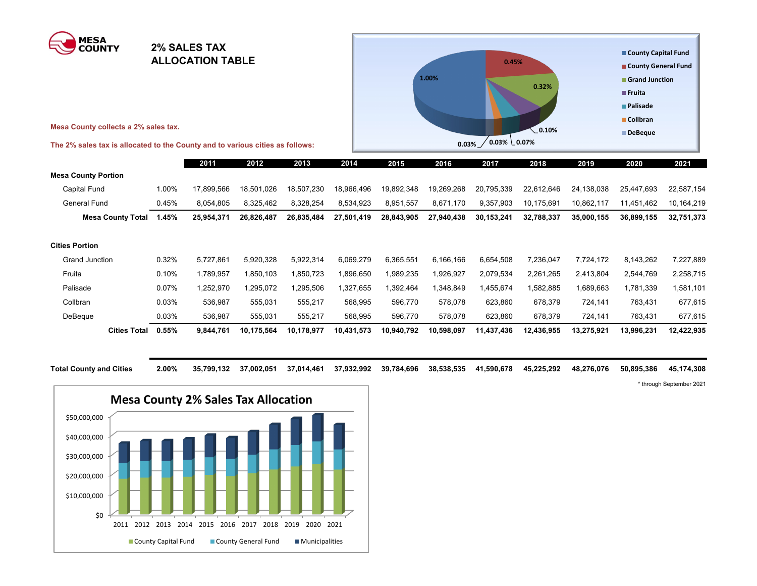MESA COUNTY

# 2% SALES TAX ALLOCATION TABLE

County Capital Fund
County General Fund
Grand Junction
Fruita
Palisade
Collbran
DeBeque

1.00%
0.45%
0.32%
0.10%
0.07%
0.03%
0.03%

**Mesa County collects a 2% sales tax.**

**The 2% sales tax is allocated to the County and to various cities as follows:**

| | | 2011 | 2012 | 2013 | 2014 | 2015 | 2016 | 2017 | 2018 | 2019 | 2020 | 2021 |
|---|---|---|---|---|---|---|---|---|---|---|---|---|
| **Mesa County Portion** | | | | | | | | | | | | |
| Capital Fund | 1.00% | 17,899,566 | 18,501,026 | 18,507,230 | 18,966,496 | 19,892,348 | 19,269,268 | 20,795,339 | 22,612,646 | 24,138,038 | 25,447,693 | 22,587,154 |
| General Fund | 0.45% | 8,054,805 | 8,325,462 | 8,328,254 | 8,534,923 | 8,951,557 | 8,671,170 | 9,357,903 | 10,175,691 | 10,862,117 | 11,451,462 | 10,164,219 |
| **Mesa County Total** | **1.45%** | **25,954,371** | **26,826,487** | **26,835,484** | **27,501,419** | **28,843,905** | **27,940,438** | **30,153,241** | **32,788,337** | **35,000,155** | **36,899,155** | **32,751,373** |
| **Cities Portion** | | | | | | | | | | | | |
| Grand Junction | 0.32% | 5,727,861 | 5,920,328 | 5,922,314 | 6,069,279 | 6,365,551 | 6,166,166 | 6,654,508 | 7,236,047 | 7,724,172 | 8,143,262 | 7,227,889 |
| Fruita | 0.10% | 1,789,957 | 1,850,103 | 1,850,723 | 1,896,650 | 1,989,235 | 1,926,927 | 2,079,534 | 2,261,265 | 2,413,804 | 2,544,769 | 2,258,715 |
| Palisade | 0.07% | 1,252,970 | 1,295,072 | 1,295,506 | 1,327,655 | 1,392,464 | 1,348,849 | 1,455,674 | 1,582,885 | 1,689,663 | 1,781,339 | 1,581,101 |
| Collbran | 0.03% | 536,987 | 555,031 | 555,217 | 568,995 | 596,770 | 578,078 | 623,860 | 678,379 | 724,141 | 763,431 | 677,615 |
| DeBeque | 0.03% | 536,987 | 555,031 | 555,217 | 568,995 | 596,770 | 578,078 | 623,860 | 678,379 | 724,141 | 763,431 | 677,615 |
| **Cities Total** | **0.55%** | **9,844,761** | **10,175,564** | **10,178,977** | **10,431,573** | **10,940,792** | **10,598,097** | **11,437,436** | **12,436,955** | **13,275,921** | **13,996,231** | **12,422,935** |
| **Total County and Cities** | **2.00%** | **35,799,132** | **37,002,051** | **37,014,461** | **37,932,992** | **39,784,696** | **38,538,535** | **41,590,678** | **45,225,292** | **48,276,076** | **50,895,386** | **45,174,308** |

\* through September 2021

**Mesa County 2% Sales Tax Allocation**

$50,000,000
$40,000,000
$30,000,000
$20,000,000
$10,000,000
$0

2011 2012 2013 2014 2015 2016 2017 2018 2019 2020 2021

County Capital Fund
County General Fund
Municipalities